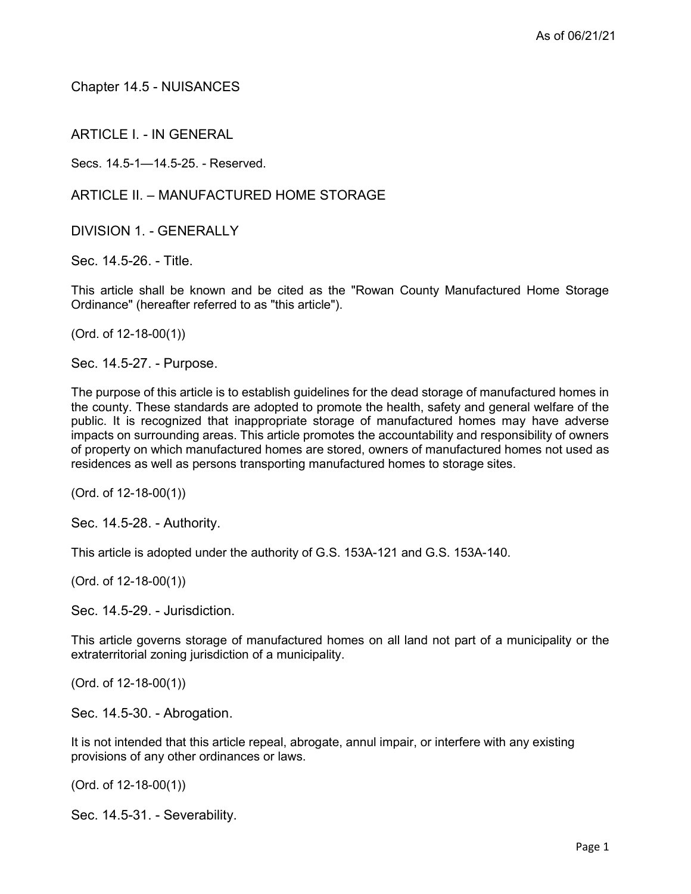# Chapter 14.5 - NUISANCES

## ARTICLE I. - IN GENERAL

Secs. 14.5-1—14.5-25. - Reserved.

## ARTICLE II. – MANUFACTURED HOME STORAGE

### DIVISION 1. - GENERALLY

#### Sec. 14.5-26. - Title.

This article shall be known and be cited as the "Rowan County Manufactured Home Storage Ordinance" (hereafter referred to as "this article").

(Ord. of 12-18-00(1))

#### Sec. 14.5-27. - Purpose.

The purpose of this article is to establish guidelines for the dead storage of manufactured homes in the county. These standards are adopted to promote the health, safety and general welfare of the public. It is recognized that inappropriate storage of manufactured homes may have adverse impacts on surrounding areas. This article promotes the accountability and responsibility of owners of property on which manufactured homes are stored, owners of manufactured homes not used as residences as well as persons transporting manufactured homes to storage sites.

(Ord. of 12-18-00(1))

#### Sec. 14.5-28. - Authority.

This article is adopted under the authority of G.S. 153A-121 and G.S. 153A-140.

(Ord. of 12-18-00(1))

#### Sec. 14.5-29. - Jurisdiction.

This article governs storage of manufactured homes on all land not part of a municipality or the extraterritorial zoning jurisdiction of a municipality.

(Ord. of 12-18-00(1))

#### Sec. 14.5-30. - Abrogation.

It is not intended that this article repeal, abrogate, annul impair, or interfere with any existing provisions of any other ordinances or laws.

(Ord. of 12-18-00(1))

#### Sec. 14.5-31. - Severability.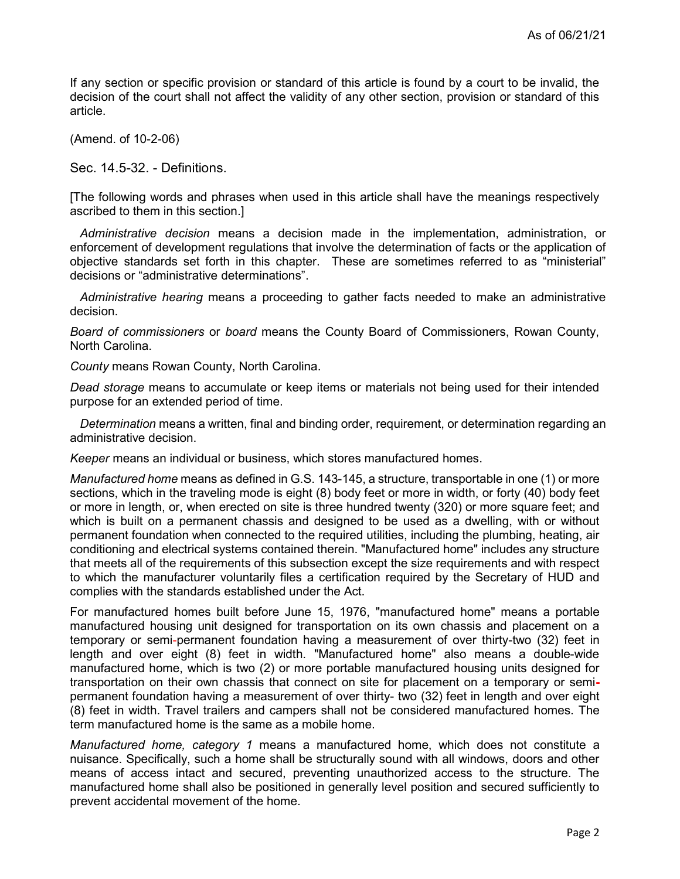If any section or specific provision or standard of this article is found by a court to be invalid, the decision of the court shall not affect the validity of any other section, provision or standard of this article.

(Amend. of 10-2-06)

## Sec. 14.5-32. - Definitions.

[The following words and phrases when used in this article shall have the meanings respectively ascribed to them in this section.]

*Administrative decision* means a decision made in the implementation, administration, or enforcement of development regulations that involve the determination of facts or the application of objective standards set forth in this chapter. These are sometimes referred to as "ministerial" decisions or "administrative determinations".

*Administrative hearing* means a proceeding to gather facts needed to make an administrative decision.

*Board of commissioners* or *board* means the County Board of Commissioners, Rowan County, North Carolina.

*County* means Rowan County, North Carolina.

*Dead storage* means to accumulate or keep items or materials not being used for their intended purpose for an extended period of time.

*Determination* means a written, final and binding order, requirement, or determination regarding an administrative decision.

*Keeper* means an individual or business, which stores manufactured homes.

*Manufactured home* means as defined in G.S. 143-145, a structure, transportable in one (1) or more sections, which in the traveling mode is eight (8) body feet or more in width, or forty (40) body feet or more in length, or, when erected on site is three hundred twenty (320) or more square feet; and which is built on a permanent chassis and designed to be used as a dwelling, with or without permanent foundation when connected to the required utilities, including the plumbing, heating, air conditioning and electrical systems contained therein. "Manufactured home" includes any structure that meets all of the requirements of this subsection except the size requirements and with respect to which the manufacturer voluntarily files a certification required by the Secretary of HUD and complies with the standards established under the Act.

For manufactured homes built before June 15, 1976, "manufactured home" means a portable manufactured housing unit designed for transportation on its own chassis and placement on a temporary or semi-permanent foundation having a measurement of over thirty-two (32) feet in length and over eight (8) feet in width. "Manufactured home" also means a double-wide manufactured home, which is two (2) or more portable manufactured housing units designed for transportation on their own chassis that connect on site for placement on a temporary or semi-permanent foundation having a measurement of over thirty- two (32) feet in length and over eight (8) feet in width. Travel trailers and campers shall not be considered manufactured homes. The term manufactured home is the same as a mobile home.

*Manufactured home, category 1* means a manufactured home, which does not constitute a nuisance. Specifically, such a home shall be structurally sound with all windows, doors and other means of access intact and secured, preventing unauthorized access to the structure. The manufactured home shall also be positioned in generally level position and secured sufficiently to prevent accidental movement of the home.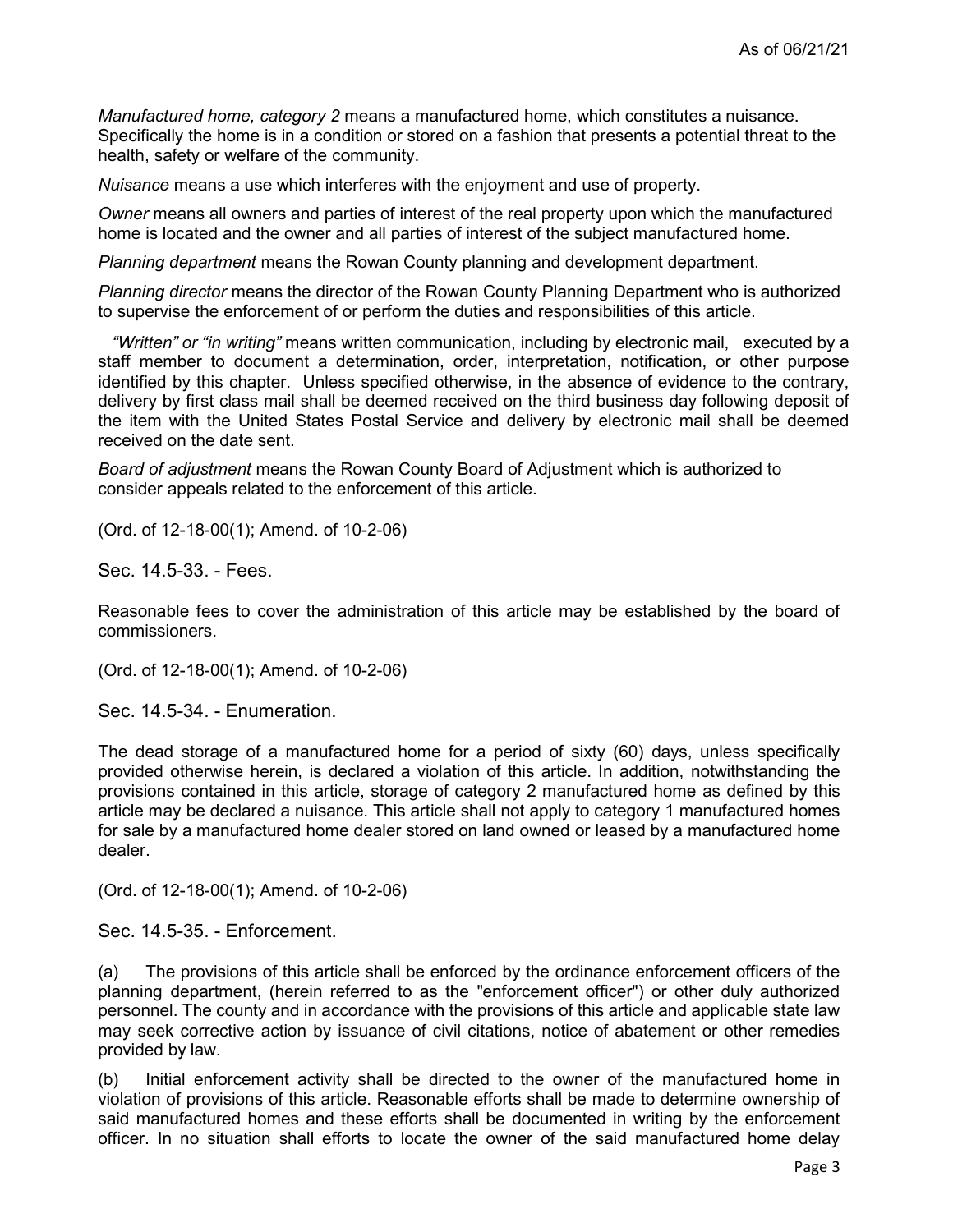*Manufactured home, category 2* means a manufactured home, which constitutes a nuisance. Specifically the home is in a condition or stored on a fashion that presents a potential threat to the health, safety or welfare of the community.

*Nuisance* means a use which interferes with the enjoyment and use of property.

*Owner* means all owners and parties of interest of the real property upon which the manufactured home is located and the owner and all parties of interest of the subject manufactured home.

*Planning department* means the Rowan County planning and development department.

*Planning director* means the director of the Rowan County Planning Department who is authorized to supervise the enforcement of or perform the duties and responsibilities of this article.

*"Written" or "in writing"* means written communication, including by electronic mail, executed by a staff member to document a determination, order, interpretation, notification, or other purpose identified by this chapter. Unless specified otherwise, in the absence of evidence to the contrary, delivery by first class mail shall be deemed received on the third business day following deposit of the item with the United States Postal Service and delivery by electronic mail shall be deemed received on the date sent.

*Board of adjustment* means the Rowan County Board of Adjustment which is authorized to consider appeals related to the enforcement of this article.

(Ord. of 12-18-00(1); Amend. of 10-2-06)

## Sec. 14.5-33. - Fees.

Reasonable fees to cover the administration of this article may be established by the board of commissioners.

(Ord. of 12-18-00(1); Amend. of 10-2-06)

## Sec. 14.5-34. - Enumeration.

The dead storage of a manufactured home for a period of sixty (60) days, unless specifically provided otherwise herein, is declared a violation of this article. In addition, notwithstanding the provisions contained in this article, storage of category 2 manufactured home as defined by this article may be declared a nuisance. This article shall not apply to category 1 manufactured homes for sale by a manufactured home dealer stored on land owned or leased by a manufactured home dealer.

(Ord. of 12-18-00(1); Amend. of 10-2-06)

## Sec. 14.5-35. - Enforcement.

(a) The provisions of this article shall be enforced by the ordinance enforcement officers of the planning department, (herein referred to as the "enforcement officer") or other duly authorized personnel. The county and in accordance with the provisions of this article and applicable state law may seek corrective action by issuance of civil citations, notice of abatement or other remedies provided by law.

(b) Initial enforcement activity shall be directed to the owner of the manufactured home in violation of provisions of this article. Reasonable efforts shall be made to determine ownership of said manufactured homes and these efforts shall be documented in writing by the enforcement officer. In no situation shall efforts to locate the owner of the said manufactured home delay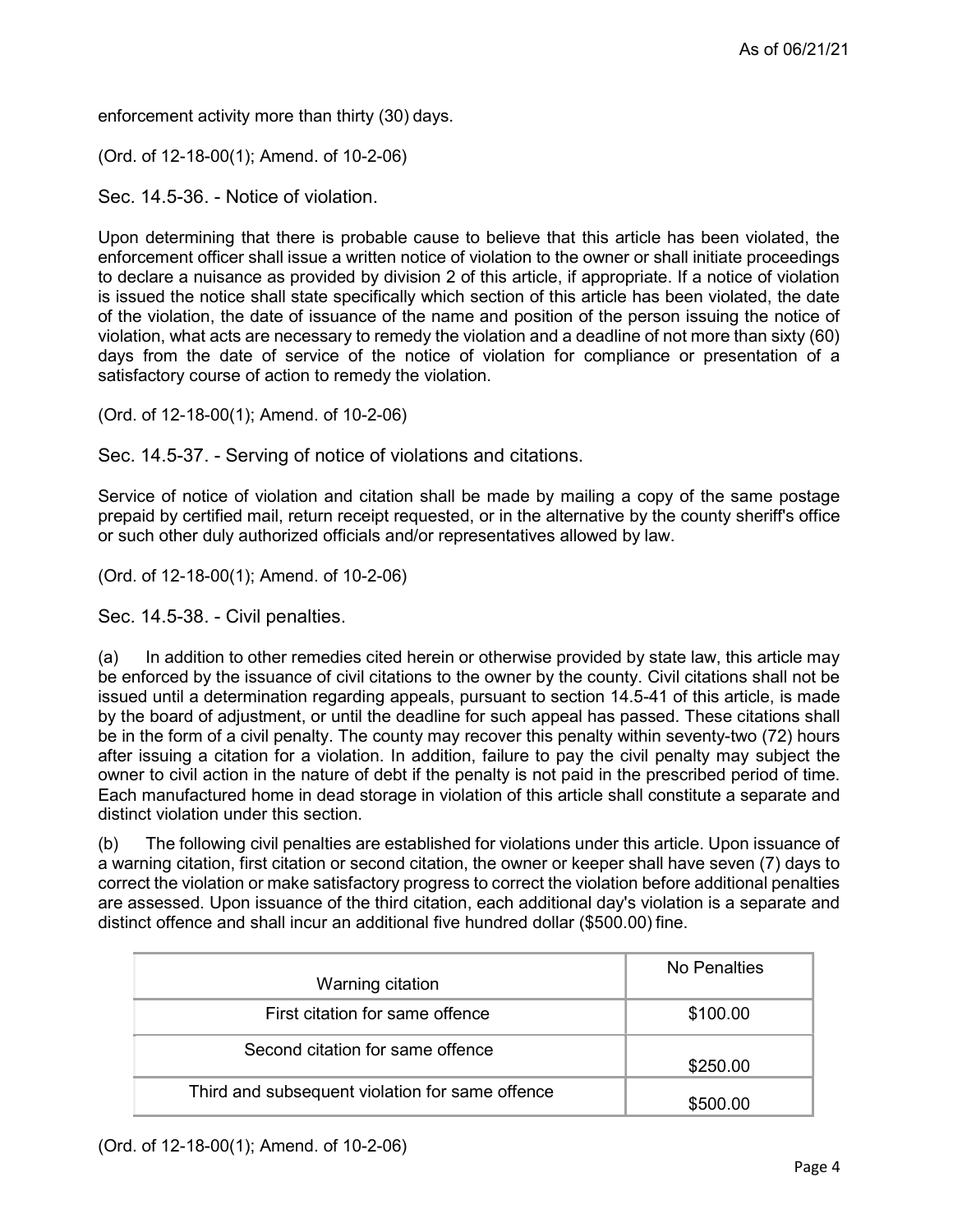enforcement activity more than thirty (30) days.

(Ord. of 12-18-00(1); Amend. of 10-2-06)

## Sec. 14.5-36. - Notice of violation.

Upon determining that there is probable cause to believe that this article has been violated, the enforcement officer shall issue a written notice of violation to the owner or shall initiate proceedings to declare a nuisance as provided by division 2 of this article, if appropriate. If a notice of violation is issued the notice shall state specifically which section of this article has been violated, the date of the violation, the date of issuance of the name and position of the person issuing the notice of violation, what acts are necessary to remedy the violation and a deadline of not more than sixty (60) days from the date of service of the notice of violation for compliance or presentation of a satisfactory course of action to remedy the violation.

(Ord. of 12-18-00(1); Amend. of 10-2-06)

## Sec. 14.5-37. - Serving of notice of violations and citations.

Service of notice of violation and citation shall be made by mailing a copy of the same postage prepaid by certified mail, return receipt requested, or in the alternative by the county sheriff's office or such other duly authorized officials and/or representatives allowed by law.

(Ord. of 12-18-00(1); Amend. of 10-2-06)

## Sec. 14.5-38. - Civil penalties.

(a) In addition to other remedies cited herein or otherwise provided by state law, this article may be enforced by the issuance of civil citations to the owner by the county. Civil citations shall not be issued until a determination regarding appeals, pursuant to section 14.5-41 of this article, is made by the board of adjustment, or until the deadline for such appeal has passed. These citations shall be in the form of a civil penalty. The county may recover this penalty within seventy-two (72) hours after issuing a citation for a violation. In addition, failure to pay the civil penalty may subject the owner to civil action in the nature of debt if the penalty is not paid in the prescribed period of time. Each manufactured home in dead storage in violation of this article shall constitute a separate and distinct violation under this section.

(b) The following civil penalties are established for violations under this article. Upon issuance of a warning citation, first citation or second citation, the owner or keeper shall have seven (7) days to correct the violation or make satisfactory progress to correct the violation before additional penalties are assessed. Upon issuance of the third citation, each additional day's violation is a separate and distinct offence and shall incur an additional five hundred dollar ($500.00) fine.

| Warning citation | No Penalties |
|---|---|
| First citation for same offence | $100.00 |
| Second citation for same offence | $250.00 |
| Third and subsequent violation for same offence | $500.00 |

(Ord. of 12-18-00(1); Amend. of 10-2-06)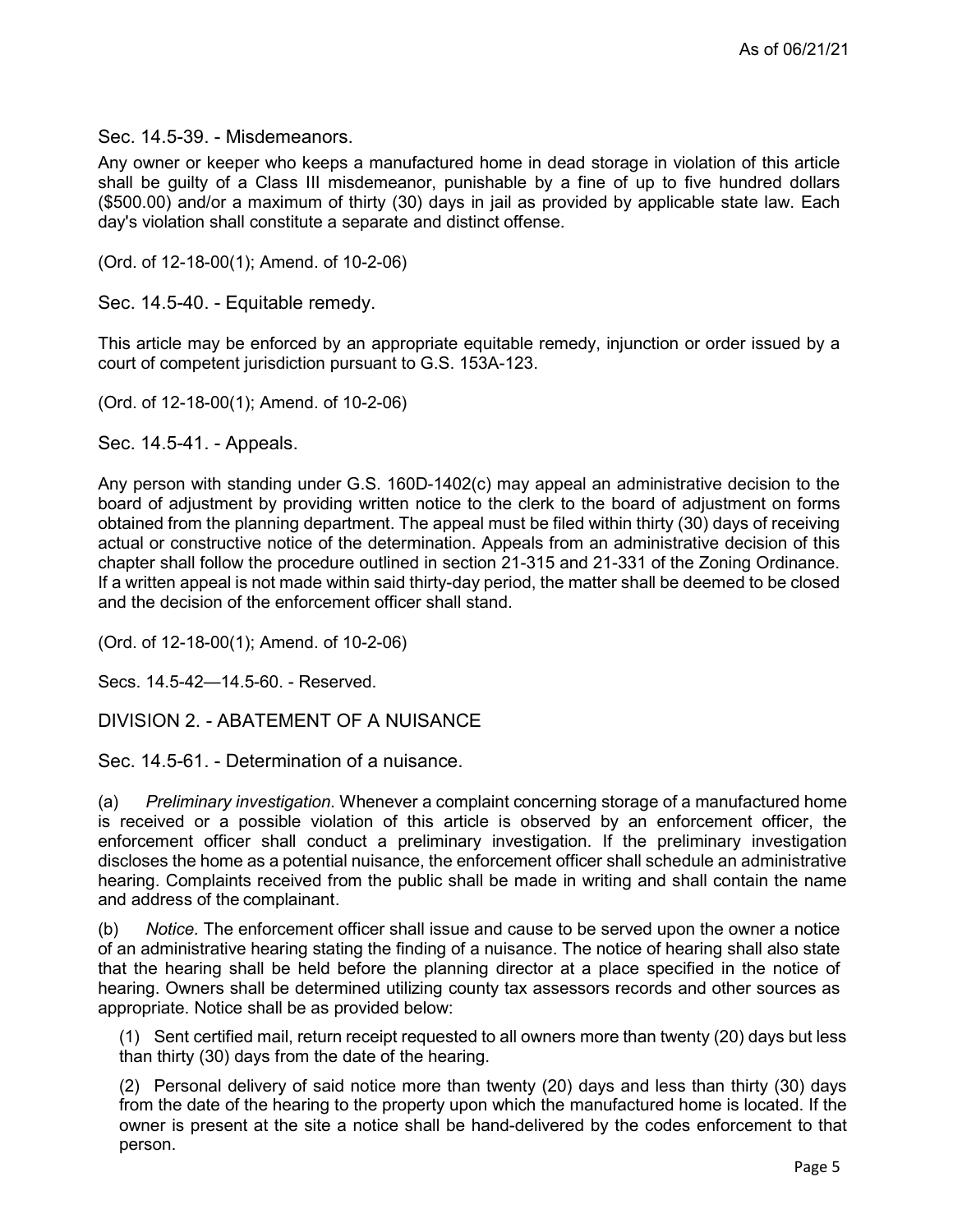### Sec. 14.5-39. - Misdemeanors.

Any owner or keeper who keeps a manufactured home in dead storage in violation of this article shall be guilty of a Class III misdemeanor, punishable by a fine of up to five hundred dollars ($500.00) and/or a maximum of thirty (30) days in jail as provided by applicable state law. Each day's violation shall constitute a separate and distinct offense.

(Ord. of 12-18-00(1); Amend. of 10-2-06)

### Sec. 14.5-40. - Equitable remedy.

This article may be enforced by an appropriate equitable remedy, injunction or order issued by a court of competent jurisdiction pursuant to G.S. 153A-123.

(Ord. of 12-18-00(1); Amend. of 10-2-06)

### Sec. 14.5-41. - Appeals.

Any person with standing under G.S. 160D-1402(c) may appeal an administrative decision to the board of adjustment by providing written notice to the clerk to the board of adjustment on forms obtained from the planning department. The appeal must be filed within thirty (30) days of receiving actual or constructive notice of the determination. Appeals from an administrative decision of this chapter shall follow the procedure outlined in section 21-315 and 21-331 of the Zoning Ordinance. If a written appeal is not made within said thirty-day period, the matter shall be deemed to be closed and the decision of the enforcement officer shall stand.

(Ord. of 12-18-00(1); Amend. of 10-2-06)

Secs. 14.5-42—14.5-60. - Reserved.

## DIVISION 2. - ABATEMENT OF A NUISANCE

### Sec. 14.5-61. - Determination of a nuisance.

(a) *Preliminary investigation.* Whenever a complaint concerning storage of a manufactured home is received or a possible violation of this article is observed by an enforcement officer, the enforcement officer shall conduct a preliminary investigation. If the preliminary investigation discloses the home as a potential nuisance, the enforcement officer shall schedule an administrative hearing. Complaints received from the public shall be made in writing and shall contain the name and address of the complainant.

(b) *Notice.* The enforcement officer shall issue and cause to be served upon the owner a notice of an administrative hearing stating the finding of a nuisance. The notice of hearing shall also state that the hearing shall be held before the planning director at a place specified in the notice of hearing. Owners shall be determined utilizing county tax assessors records and other sources as appropriate. Notice shall be as provided below:

(1) Sent certified mail, return receipt requested to all owners more than twenty (20) days but less than thirty (30) days from the date of the hearing.

(2) Personal delivery of said notice more than twenty (20) days and less than thirty (30) days from the date of the hearing to the property upon which the manufactured home is located. If the owner is present at the site a notice shall be hand-delivered by the codes enforcement to that person.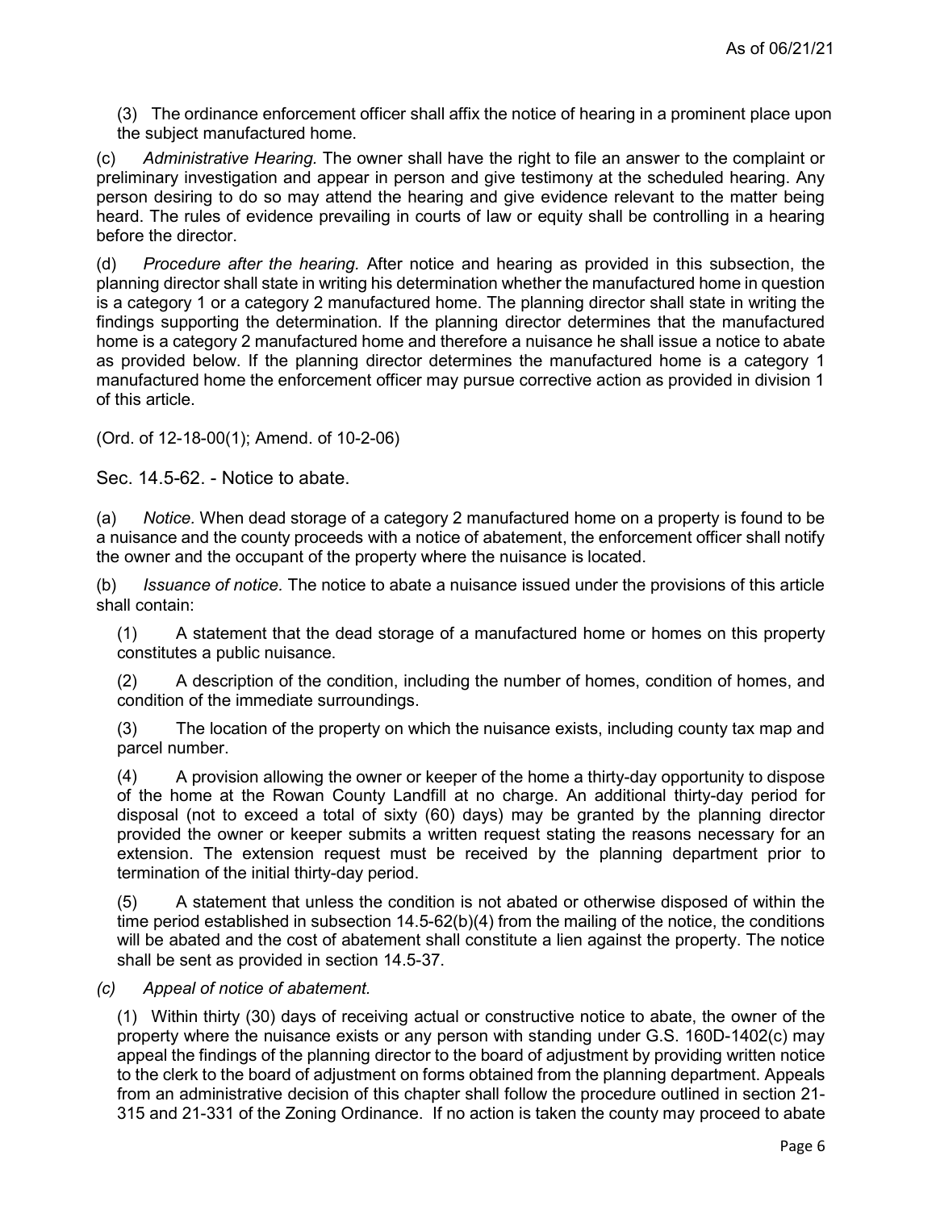(3) The ordinance enforcement officer shall affix the notice of hearing in a prominent place upon the subject manufactured home.

(c) *Administrative Hearing.* The owner shall have the right to file an answer to the complaint or preliminary investigation and appear in person and give testimony at the scheduled hearing. Any person desiring to do so may attend the hearing and give evidence relevant to the matter being heard. The rules of evidence prevailing in courts of law or equity shall be controlling in a hearing before the director.

(d) *Procedure after the hearing.* After notice and hearing as provided in this subsection, the planning director shall state in writing his determination whether the manufactured home in question is a category 1 or a category 2 manufactured home. The planning director shall state in writing the findings supporting the determination. If the planning director determines that the manufactured home is a category 2 manufactured home and therefore a nuisance he shall issue a notice to abate as provided below. If the planning director determines the manufactured home is a category 1 manufactured home the enforcement officer may pursue corrective action as provided in division 1 of this article.

(Ord. of 12-18-00(1); Amend. of 10-2-06)

## Sec. 14.5-62. - Notice to abate.

(a) *Notice.* When dead storage of a category 2 manufactured home on a property is found to be a nuisance and the county proceeds with a notice of abatement, the enforcement officer shall notify the owner and the occupant of the property where the nuisance is located.

(b) *Issuance of notice.* The notice to abate a nuisance issued under the provisions of this article shall contain:

(1) A statement that the dead storage of a manufactured home or homes on this property constitutes a public nuisance.

(2) A description of the condition, including the number of homes, condition of homes, and condition of the immediate surroundings.

(3) The location of the property on which the nuisance exists, including county tax map and parcel number.

(4) A provision allowing the owner or keeper of the home a thirty-day opportunity to dispose of the home at the Rowan County Landfill at no charge. An additional thirty-day period for disposal (not to exceed a total of sixty (60) days) may be granted by the planning director provided the owner or keeper submits a written request stating the reasons necessary for an extension. The extension request must be received by the planning department prior to termination of the initial thirty-day period.

(5) A statement that unless the condition is not abated or otherwise disposed of within the time period established in subsection 14.5-62(b)(4) from the mailing of the notice, the conditions will be abated and the cost of abatement shall constitute a lien against the property. The notice shall be sent as provided in section 14.5-37.

*(c) Appeal of notice of abatement.*

(1) Within thirty (30) days of receiving actual or constructive notice to abate, the owner of the property where the nuisance exists or any person with standing under G.S. 160D-1402(c) may appeal the findings of the planning director to the board of adjustment by providing written notice to the clerk to the board of adjustment on forms obtained from the planning department. Appeals from an administrative decision of this chapter shall follow the procedure outlined in section 21-315 and 21-331 of the Zoning Ordinance. If no action is taken the county may proceed to abate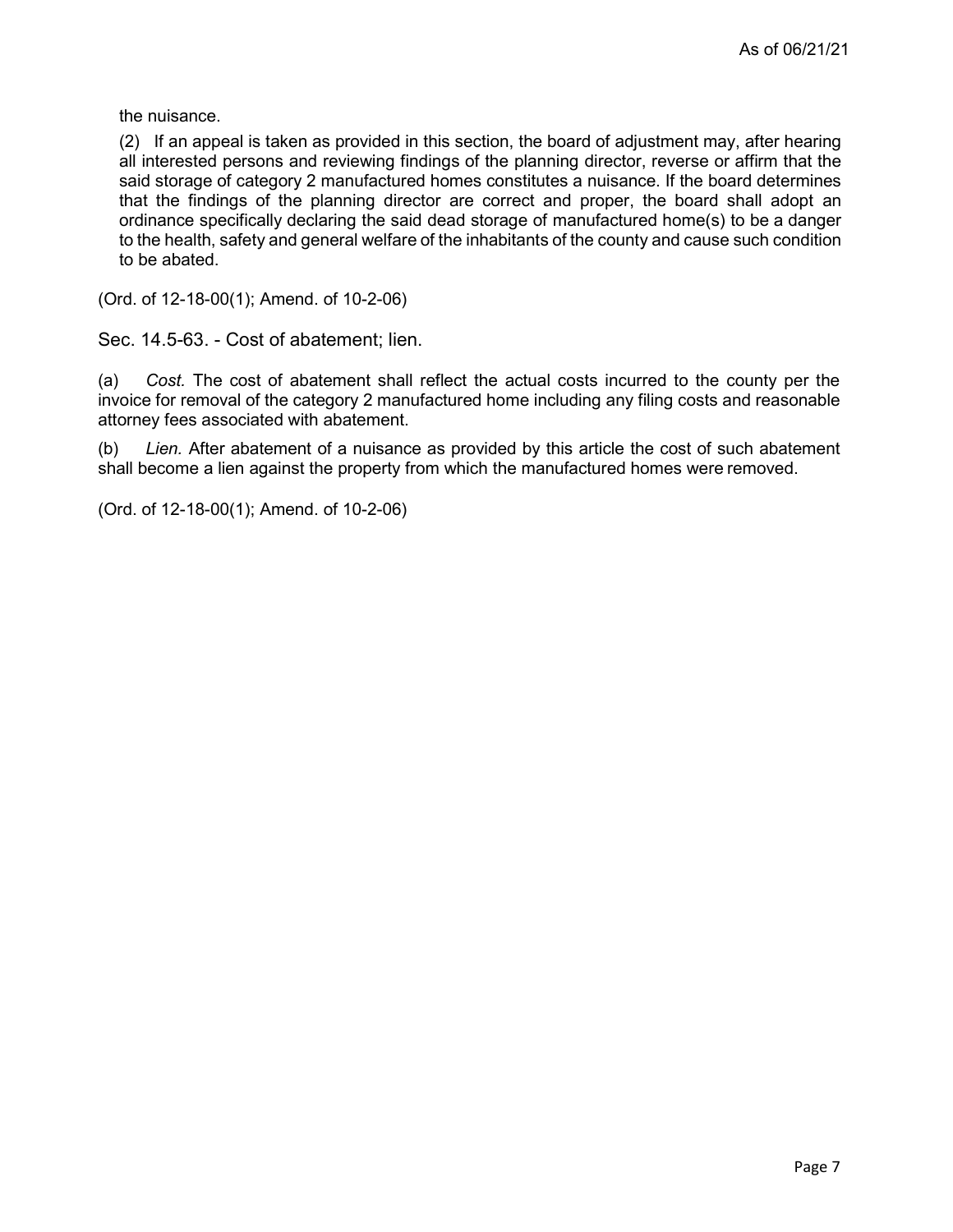the nuisance.

(2) If an appeal is taken as provided in this section, the board of adjustment may, after hearing all interested persons and reviewing findings of the planning director, reverse or affirm that the said storage of category 2 manufactured homes constitutes a nuisance. If the board determines that the findings of the planning director are correct and proper, the board shall adopt an ordinance specifically declaring the said dead storage of manufactured home(s) to be a danger to the health, safety and general welfare of the inhabitants of the county and cause such condition to be abated.

(Ord. of 12-18-00(1); Amend. of 10-2-06)

## Sec. 14.5-63. - Cost of abatement; lien.

(a) *Cost.* The cost of abatement shall reflect the actual costs incurred to the county per the invoice for removal of the category 2 manufactured home including any filing costs and reasonable attorney fees associated with abatement.

(b) *Lien.* After abatement of a nuisance as provided by this article the cost of such abatement shall become a lien against the property from which the manufactured homes were removed.

(Ord. of 12-18-00(1); Amend. of 10-2-06)